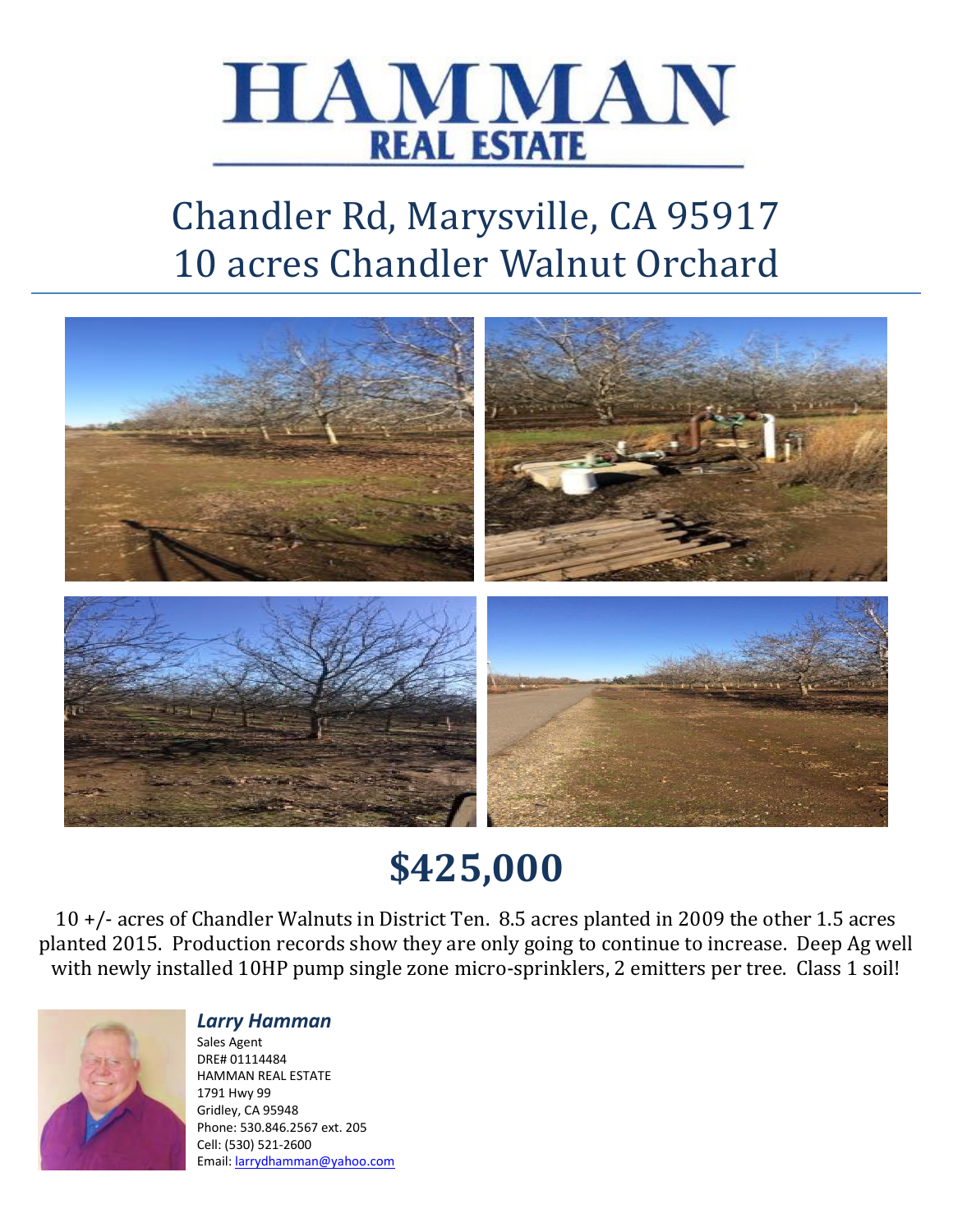# HAMMAN
## REAL ESTATE

# Chandler Rd, Marysville, CA 95917
# 10 acres Chandler Walnut Orchard

## $425,000

10 +/- acres of Chandler Walnuts in District Ten. 8.5 acres planted in 2009 the other 1.5 acres planted 2015. Production records show they are only going to continue to increase. Deep Ag well with newly installed 10HP pump single zone micro-sprinklers, 2 emitters per tree. Class 1 soil!

***Larry Hamman***
Sales Agent
DRE# 01114484
HAMMAN REAL ESTATE
1791 Hwy 99
Gridley, CA 95948
Phone: 530.846.2567 ext. 205
Cell: (530) 521-2600
Email: larrydhamman@yahoo.com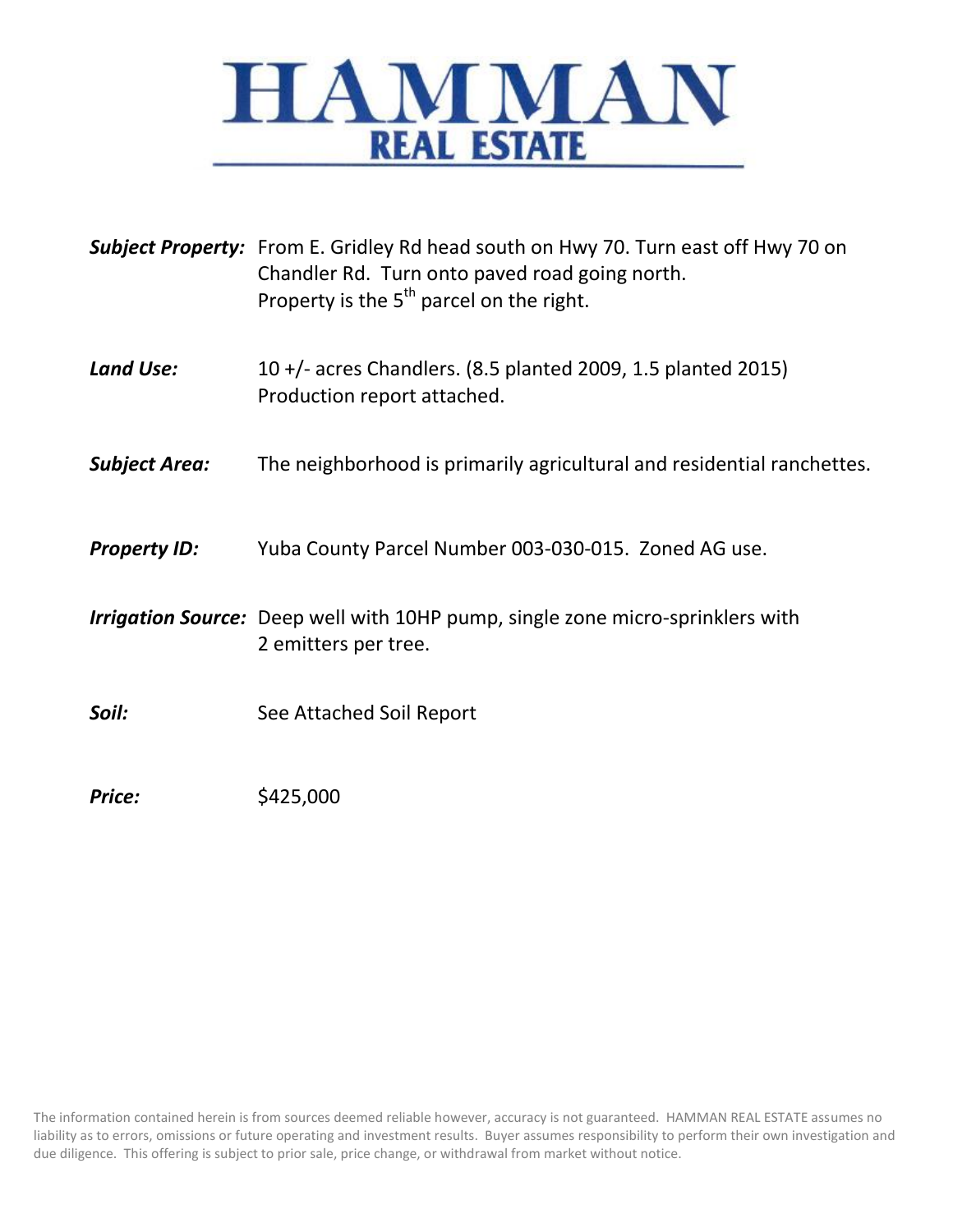# HAMMAN
## REAL ESTATE

***Subject Property:*** From E. Gridley Rd head south on Hwy 70. Turn east off Hwy 70 on Chandler Rd. Turn onto paved road going north. Property is the 5th parcel on the right.

***Land Use:*** 10 +/- acres Chandlers. (8.5 planted 2009, 1.5 planted 2015) Production report attached.

***Subject Area:*** The neighborhood is primarily agricultural and residential ranchettes.

***Property ID:*** Yuba County Parcel Number 003-030-015. Zoned AG use.

***Irrigation Source:*** Deep well with 10HP pump, single zone micro-sprinklers with 2 emitters per tree.

***Soil:*** See Attached Soil Report

***Price:*** $425,000

The information contained herein is from sources deemed reliable however, accuracy is not guaranteed. HAMMAN REAL ESTATE assumes no liability as to errors, omissions or future operating and investment results. Buyer assumes responsibility to perform their own investigation and due diligence. This offering is subject to prior sale, price change, or withdrawal from market without notice.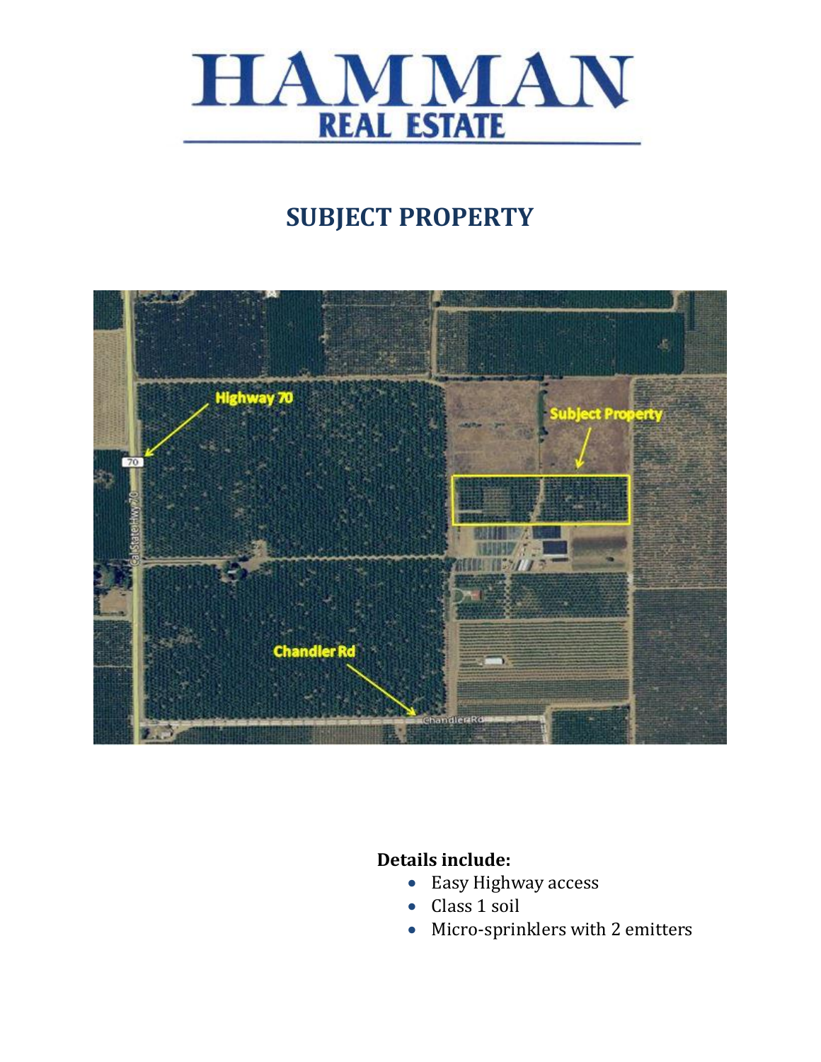# HAMMAN
## REAL ESTATE

## SUBJECT PROPERTY

**Details include:**

- Easy Highway access
- Class 1 soil
- Micro-sprinklers with 2 emitters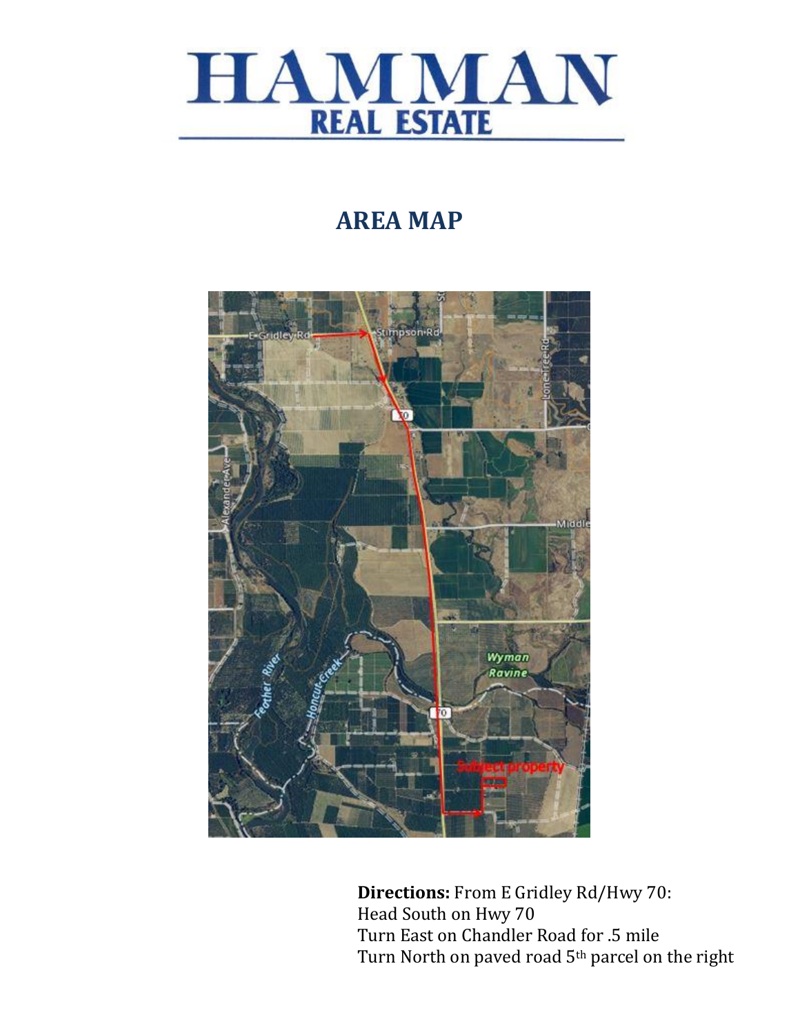# HAMMAN
## REAL ESTATE

## AREA MAP

**Directions:** From E Gridley Rd/Hwy 70:
Head South on Hwy 70
Turn East on Chandler Road for .5 mile
Turn North on paved road 5th parcel on the right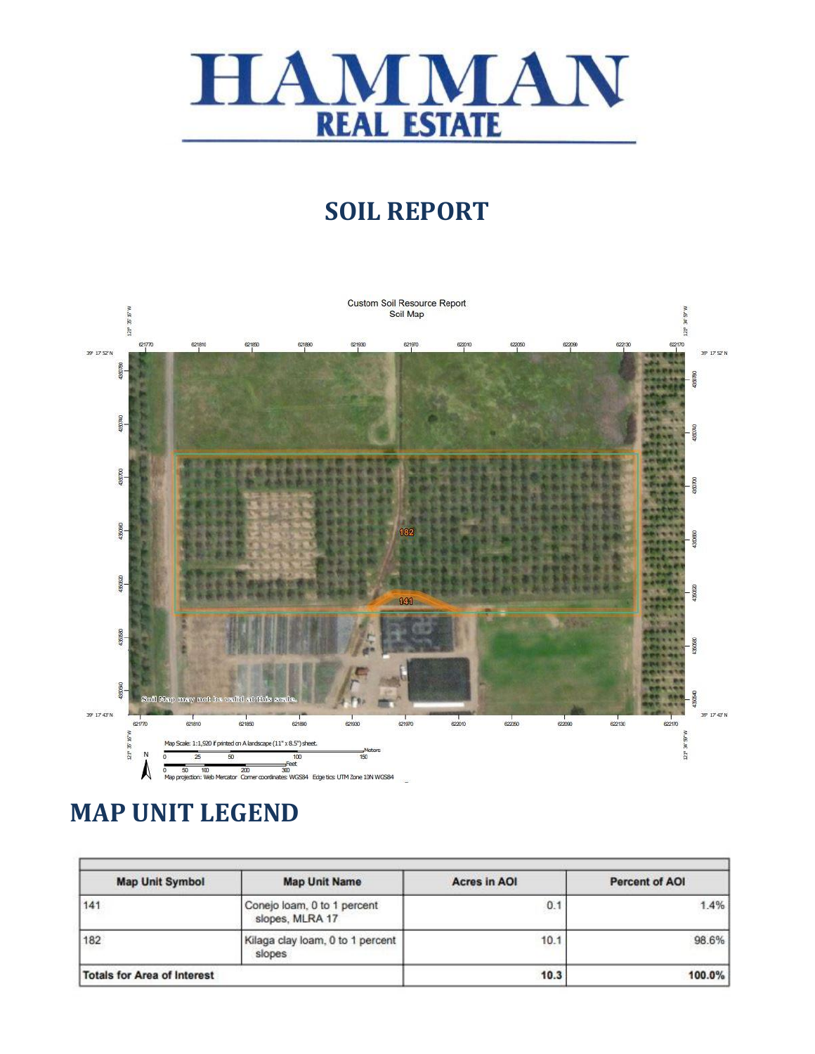# HAMMAN REAL ESTATE

## SOIL REPORT

Custom Soil Resource Report
Soil Map

Soil Map may not be valid at this scale.

Map Scale: 1:1,920 if printed on A landscape (11" x 8.5") sheet.

Map projection: Web Mercator Corner coordinates: WGS84 Edge tics: UTM Zone 10N WGS84

## MAP UNIT LEGEND

| Map Unit Symbol | Map Unit Name | Acres in AOI | Percent of AOI |
|---|---|---|---|
| 141 | Conejo loam, 0 to 1 percent slopes, MLRA 17 | 0.1 | 1.4% |
| 182 | Kilaga clay loam, 0 to 1 percent slopes | 10.1 | 98.6% |
| **Totals for Area of Interest** | | **10.3** | **100.0%** |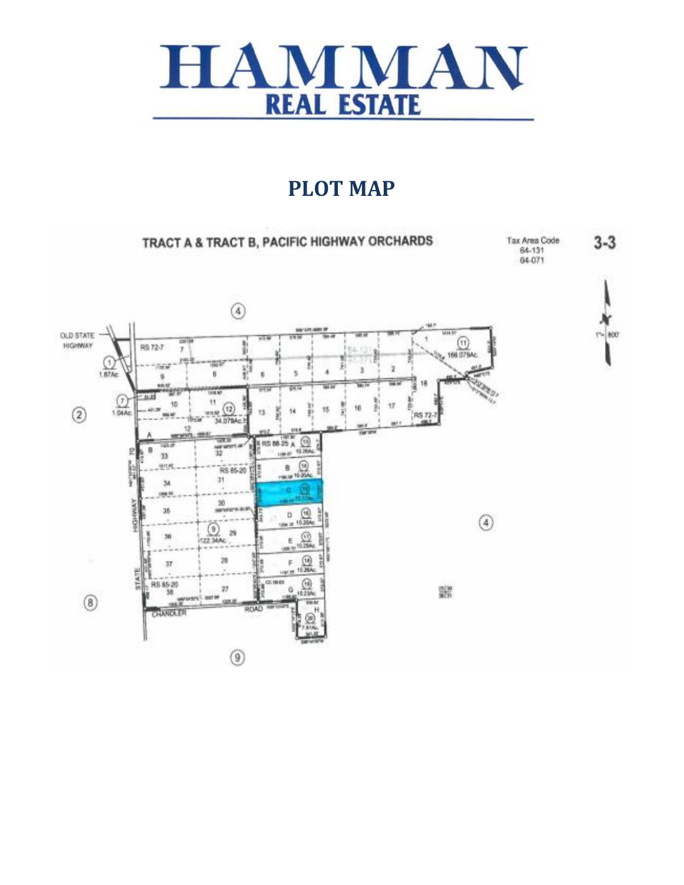# HAMMAN
## REAL ESTATE

## PLOT MAP

TRACT A & TRACT B, PACIFIC HIGHWAY ORCHARDS

Tax Area Code
64-131
64-071

3-3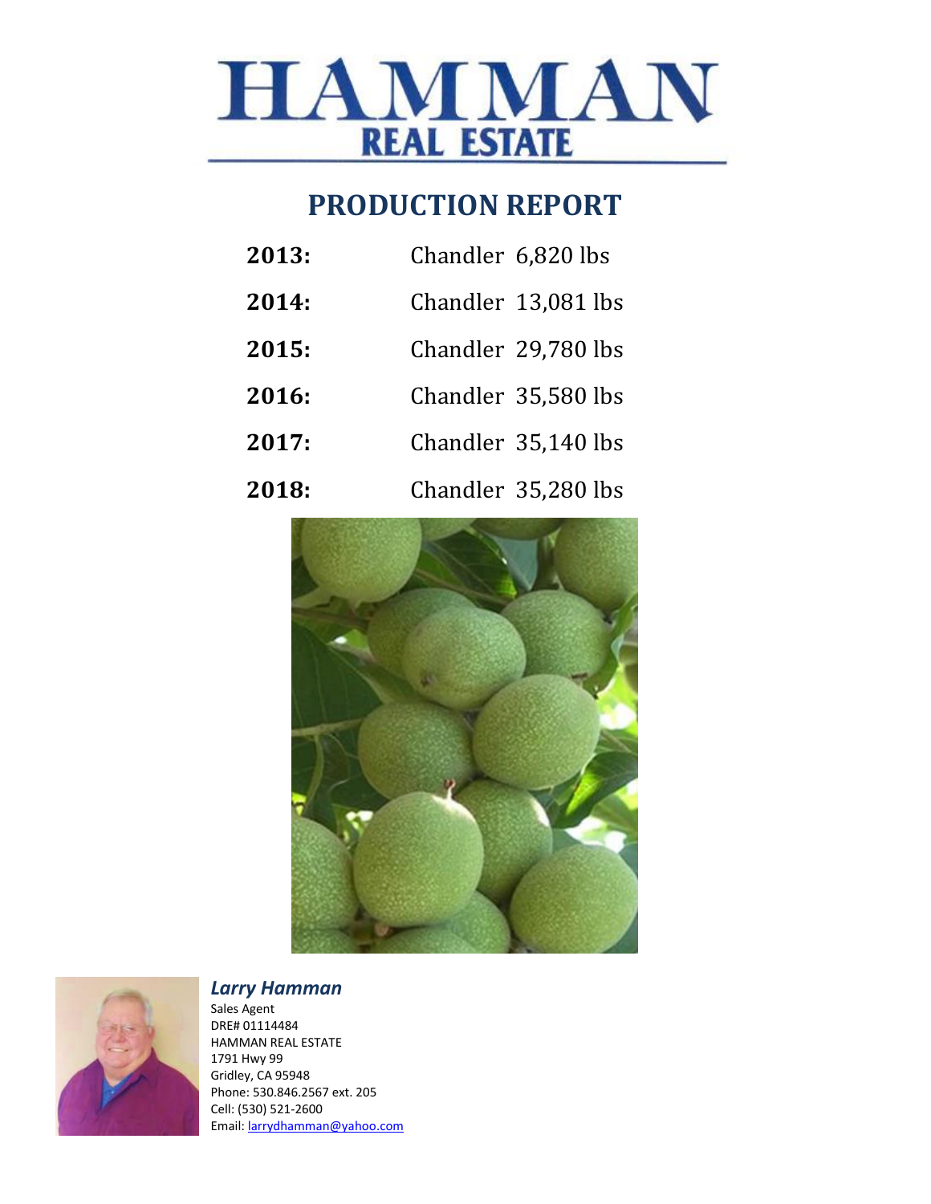# HAMMAN
## REAL ESTATE

## PRODUCTION REPORT

| | | |
|---|---|---|
| **2013:** | Chandler | 6,820 lbs |
| **2014:** | Chandler | 13,081 lbs |
| **2015:** | Chandler | 29,780 lbs |
| **2016:** | Chandler | 35,580 lbs |
| **2017:** | Chandler | 35,140 lbs |
| **2018:** | Chandler | 35,280 lbs |

***Larry Hamman***
Sales Agent
DRE# 01114484
HAMMAN REAL ESTATE
1791 Hwy 99
Gridley, CA 95948
Phone: 530.846.2567 ext. 205
Cell: (530) 521-2600
Email: larrydhamman@yahoo.com